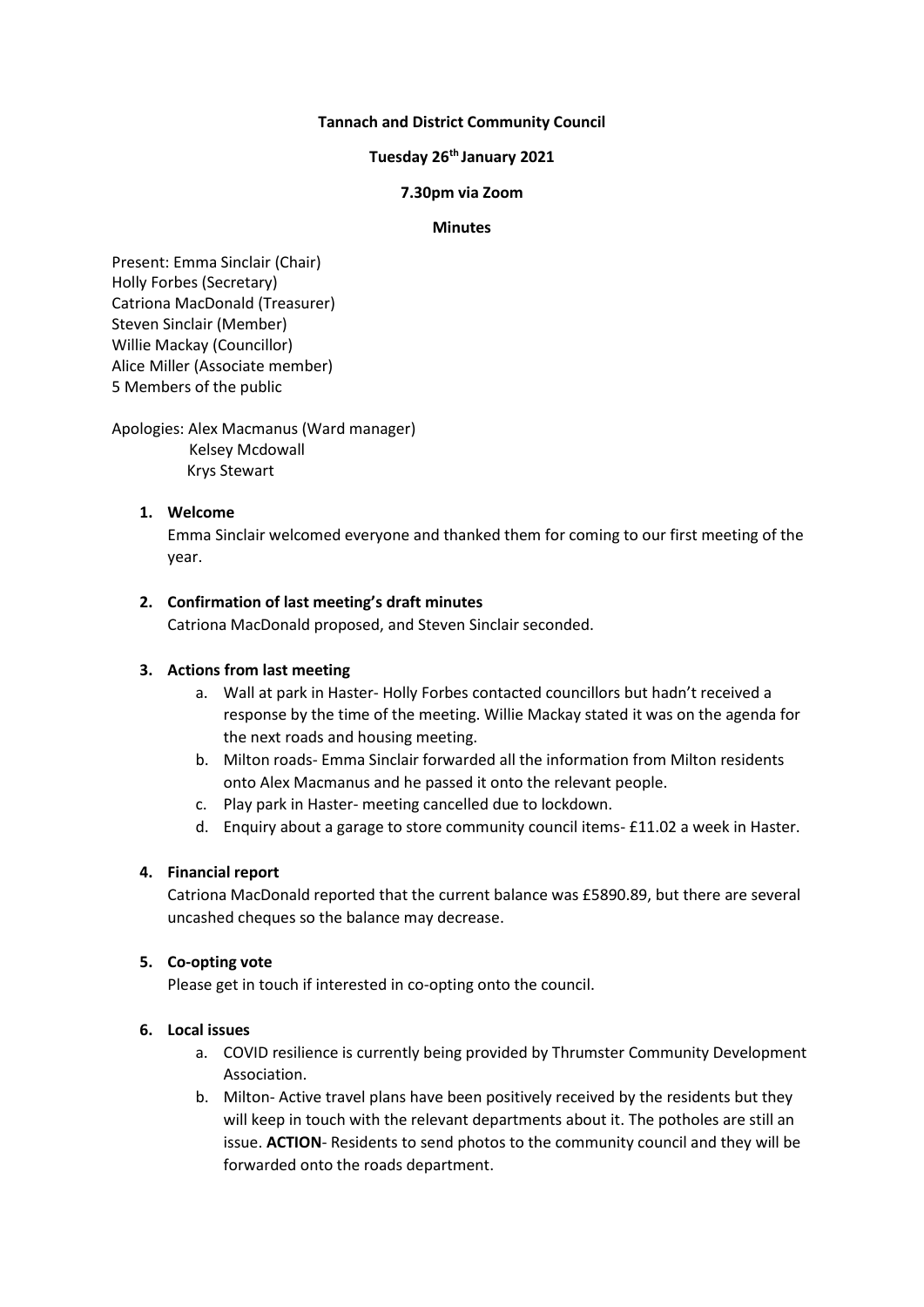**Tannach and District Community Council**

**Tuesday 26th January 2021**

**7.30pm via Zoom**

**Minutes**

Present: Emma Sinclair (Chair)
Holly Forbes (Secretary)
Catriona MacDonald (Treasurer)
Steven Sinclair (Member)
Willie Mackay (Councillor)
Alice Miller (Associate member)
5 Members of the public

Apologies: Alex Macmanus (Ward manager)
Kelsey Mcdowall
Krys Stewart

1. **Welcome**

   Emma Sinclair welcomed everyone and thanked them for coming to our first meeting of the year.

2. **Confirmation of last meeting's draft minutes**

   Catriona MacDonald proposed, and Steven Sinclair seconded.

3. **Actions from last meeting**
   a. Wall at park in Haster- Holly Forbes contacted councillors but hadn't received a response by the time of the meeting. Willie Mackay stated it was on the agenda for the next roads and housing meeting.
   b. Milton roads- Emma Sinclair forwarded all the information from Milton residents onto Alex Macmanus and he passed it onto the relevant people.
   c. Play park in Haster- meeting cancelled due to lockdown.
   d. Enquiry about a garage to store community council items- £11.02 a week in Haster.

4. **Financial report**

   Catriona MacDonald reported that the current balance was £5890.89, but there are several uncashed cheques so the balance may decrease.

5. **Co-opting vote**

   Please get in touch if interested in co-opting onto the council.

6. **Local issues**
   a. COVID resilience is currently being provided by Thrumster Community Development Association.
   b. Milton- Active travel plans have been positively received by the residents but they will keep in touch with the relevant departments about it. The potholes are still an issue. **ACTION**- Residents to send photos to the community council and they will be forwarded onto the roads department.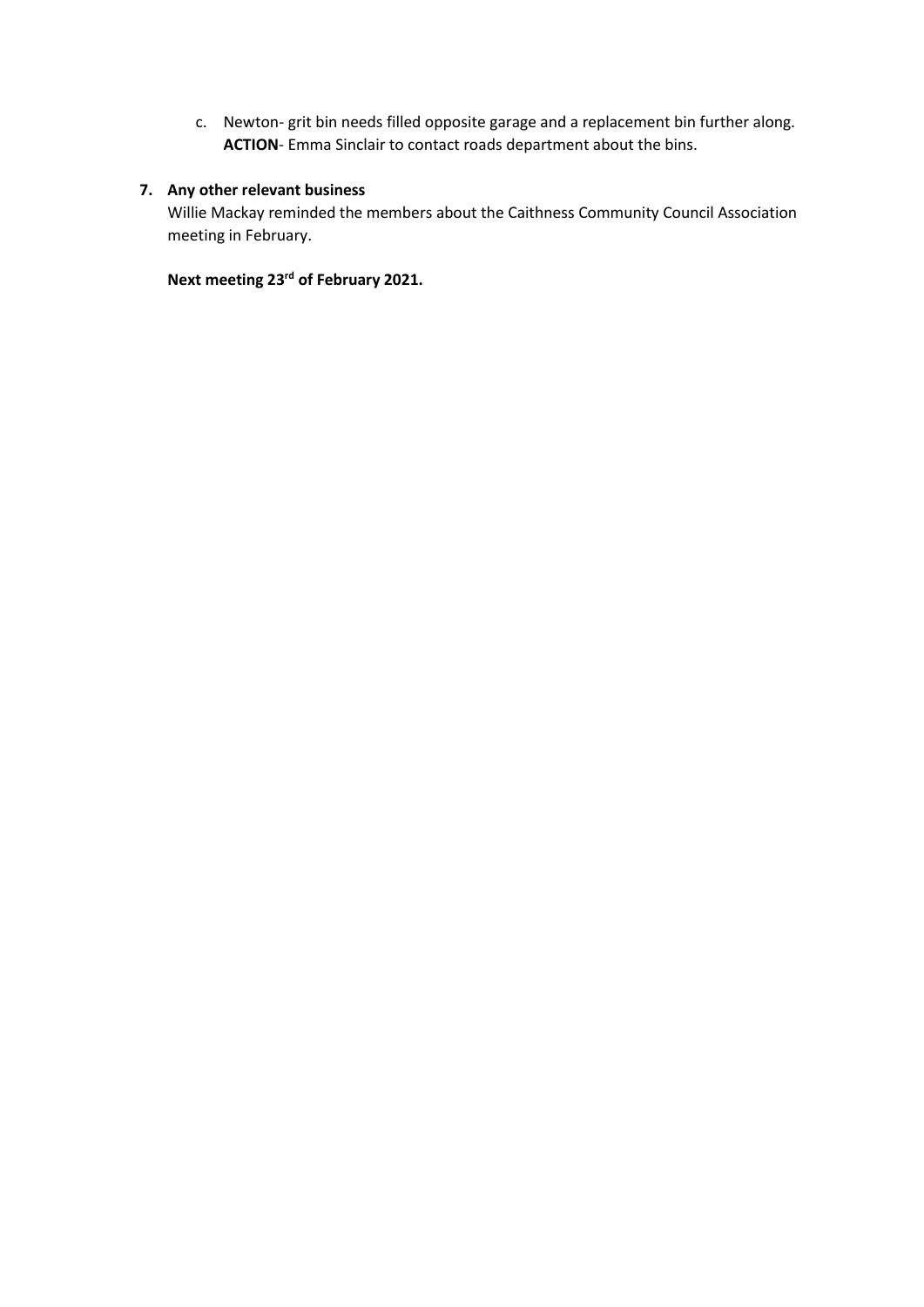c. Newton- grit bin needs filled opposite garage and a replacement bin further along. **ACTION**- Emma Sinclair to contact roads department about the bins.

**7. Any other relevant business**

Willie Mackay reminded the members about the Caithness Community Council Association meeting in February.

**Next meeting 23rd of February 2021.**